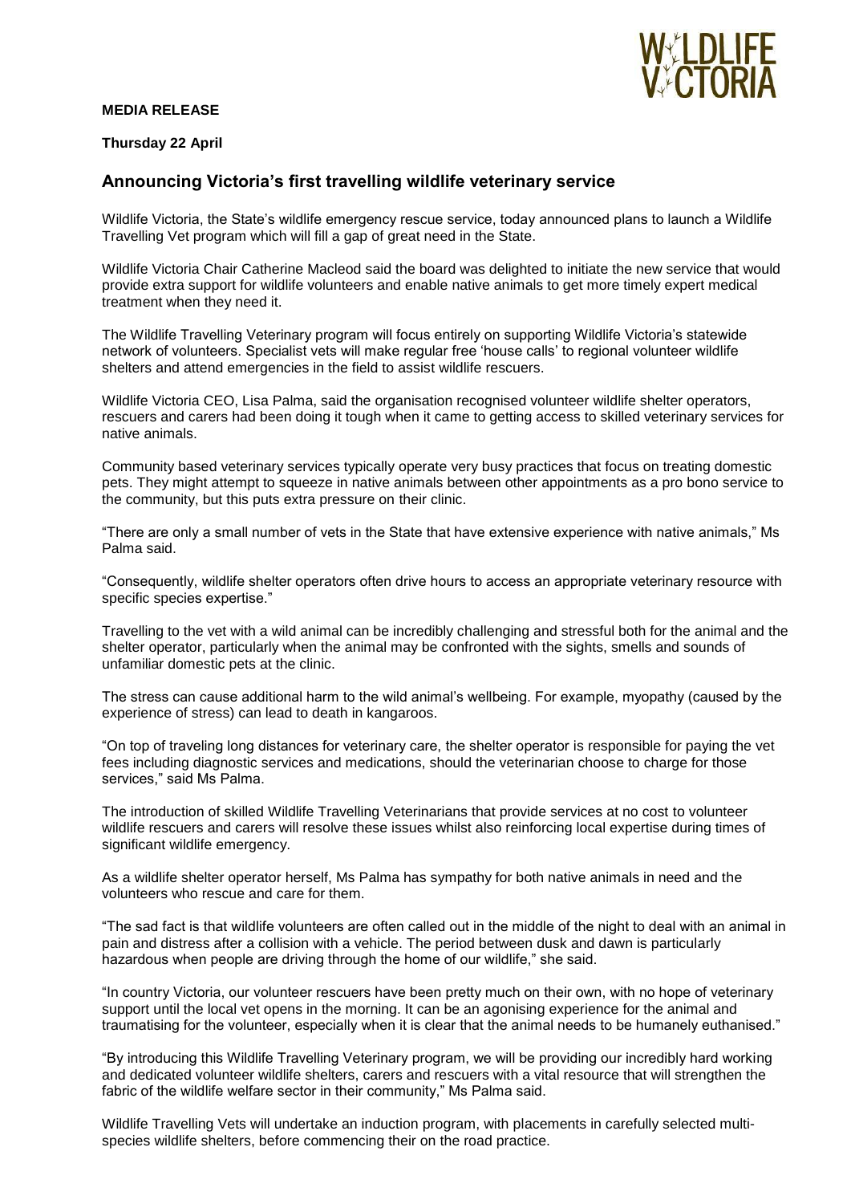**MEDIA RELEASE**

**Thursday 22 April**

## Announcing Victoria's first travelling wildlife veterinary service

Wildlife Victoria, the State's wildlife emergency rescue service, today announced plans to launch a Wildlife Travelling Vet program which will fill a gap of great need in the State.

Wildlife Victoria Chair Catherine Macleod said the board was delighted to initiate the new service that would provide extra support for wildlife volunteers and enable native animals to get more timely expert medical treatment when they need it.

The Wildlife Travelling Veterinary program will focus entirely on supporting Wildlife Victoria's statewide network of volunteers. Specialist vets will make regular free 'house calls' to regional volunteer wildlife shelters and attend emergencies in the field to assist wildlife rescuers.

Wildlife Victoria CEO, Lisa Palma, said the organisation recognised volunteer wildlife shelter operators, rescuers and carers had been doing it tough when it came to getting access to skilled veterinary services for native animals.

Community based veterinary services typically operate very busy practices that focus on treating domestic pets. They might attempt to squeeze in native animals between other appointments as a pro bono service to the community, but this puts extra pressure on their clinic.

"There are only a small number of vets in the State that have extensive experience with native animals," Ms Palma said.

"Consequently, wildlife shelter operators often drive hours to access an appropriate veterinary resource with specific species expertise."

Travelling to the vet with a wild animal can be incredibly challenging and stressful both for the animal and the shelter operator, particularly when the animal may be confronted with the sights, smells and sounds of unfamiliar domestic pets at the clinic.

The stress can cause additional harm to the wild animal's wellbeing. For example, myopathy (caused by the experience of stress) can lead to death in kangaroos.

"On top of traveling long distances for veterinary care, the shelter operator is responsible for paying the vet fees including diagnostic services and medications, should the veterinarian choose to charge for those services," said Ms Palma.

The introduction of skilled Wildlife Travelling Veterinarians that provide services at no cost to volunteer wildlife rescuers and carers will resolve these issues whilst also reinforcing local expertise during times of significant wildlife emergency.

As a wildlife shelter operator herself, Ms Palma has sympathy for both native animals in need and the volunteers who rescue and care for them.

"The sad fact is that wildlife volunteers are often called out in the middle of the night to deal with an animal in pain and distress after a collision with a vehicle. The period between dusk and dawn is particularly hazardous when people are driving through the home of our wildlife," she said.

"In country Victoria, our volunteer rescuers have been pretty much on their own, with no hope of veterinary support until the local vet opens in the morning. It can be an agonising experience for the animal and traumatising for the volunteer, especially when it is clear that the animal needs to be humanely euthanised."

"By introducing this Wildlife Travelling Veterinary program, we will be providing our incredibly hard working and dedicated volunteer wildlife shelters, carers and rescuers with a vital resource that will strengthen the fabric of the wildlife welfare sector in their community," Ms Palma said.

Wildlife Travelling Vets will undertake an induction program, with placements in carefully selected multi-species wildlife shelters, before commencing their on the road practice.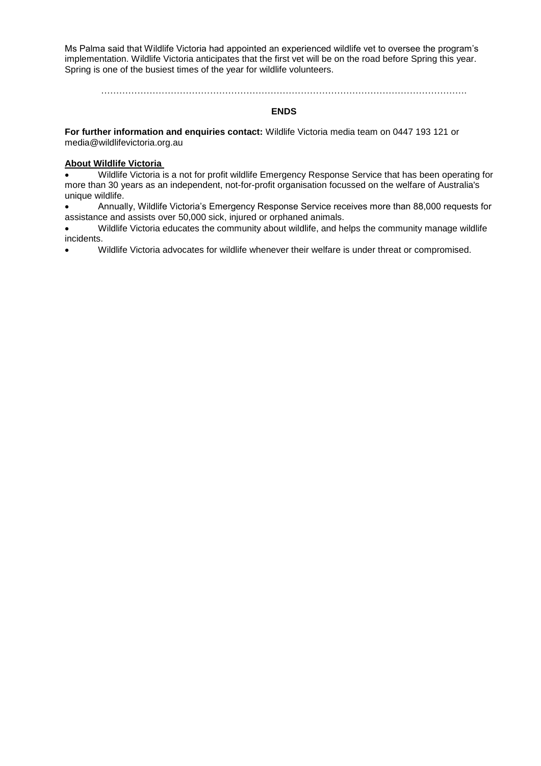Ms Palma said that Wildlife Victoria had appointed an experienced wildlife vet to oversee the program's implementation. Wildlife Victoria anticipates that the first vet will be on the road before Spring this year. Spring is one of the busiest times of the year for wildlife volunteers.

…………………………………………………………………………………………………………

**ENDS**

**For further information and enquiries contact:** Wildlife Victoria media team on 0447 193 121 or media@wildlifevictoria.org.au

**About Wildlife Victoria**

- Wildlife Victoria is a not for profit wildlife Emergency Response Service that has been operating for more than 30 years as an independent, not-for-profit organisation focussed on the welfare of Australia's unique wildlife.
- Annually, Wildlife Victoria's Emergency Response Service receives more than 88,000 requests for assistance and assists over 50,000 sick, injured or orphaned animals.
- Wildlife Victoria educates the community about wildlife, and helps the community manage wildlife incidents.
- Wildlife Victoria advocates for wildlife whenever their welfare is under threat or compromised.